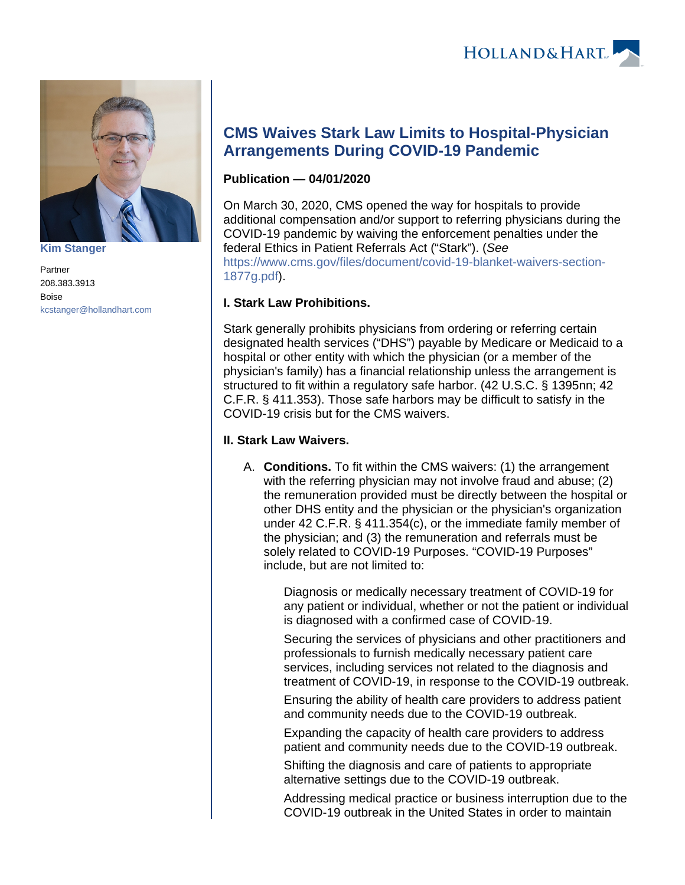Kim Stanger

Partner
208.383.3913
Boise
kcstanger@hollandhart.com

# CMS Waives Stark Law Limits to Hospital-Physician Arrangements During COVID-19 Pandemic

**Publication — 04/01/2020**

On March 30, 2020, CMS opened the way for hospitals to provide additional compensation and/or support to referring physicians during the COVID-19 pandemic by waiving the enforcement penalties under the federal Ethics in Patient Referrals Act ("Stark"). (*See* https://www.cms.gov/files/document/covid-19-blanket-waivers-section-1877g.pdf).

**I. Stark Law Prohibitions.**

Stark generally prohibits physicians from ordering or referring certain designated health services ("DHS") payable by Medicare or Medicaid to a hospital or other entity with which the physician (or a member of the physician's family) has a financial relationship unless the arrangement is structured to fit within a regulatory safe harbor. (42 U.S.C. § 1395nn; 42 C.F.R. § 411.353). Those safe harbors may be difficult to satisfy in the COVID-19 crisis but for the CMS waivers.

**II. Stark Law Waivers.**

A. **Conditions.** To fit within the CMS waivers: (1) the arrangement with the referring physician may not involve fraud and abuse; (2) the remuneration provided must be directly between the hospital or other DHS entity and the physician or the physician's organization under 42 C.F.R. § 411.354(c), or the immediate family member of the physician; and (3) the remuneration and referrals must be solely related to COVID-19 Purposes. "COVID-19 Purposes" include, but are not limited to:

   Diagnosis or medically necessary treatment of COVID-19 for any patient or individual, whether or not the patient or individual is diagnosed with a confirmed case of COVID-19.

   Securing the services of physicians and other practitioners and professionals to furnish medically necessary patient care services, including services not related to the diagnosis and treatment of COVID-19, in response to the COVID-19 outbreak.

   Ensuring the ability of health care providers to address patient and community needs due to the COVID-19 outbreak.

   Expanding the capacity of health care providers to address patient and community needs due to the COVID-19 outbreak.

   Shifting the diagnosis and care of patients to appropriate alternative settings due to the COVID-19 outbreak.

   Addressing medical practice or business interruption due to the COVID-19 outbreak in the United States in order to maintain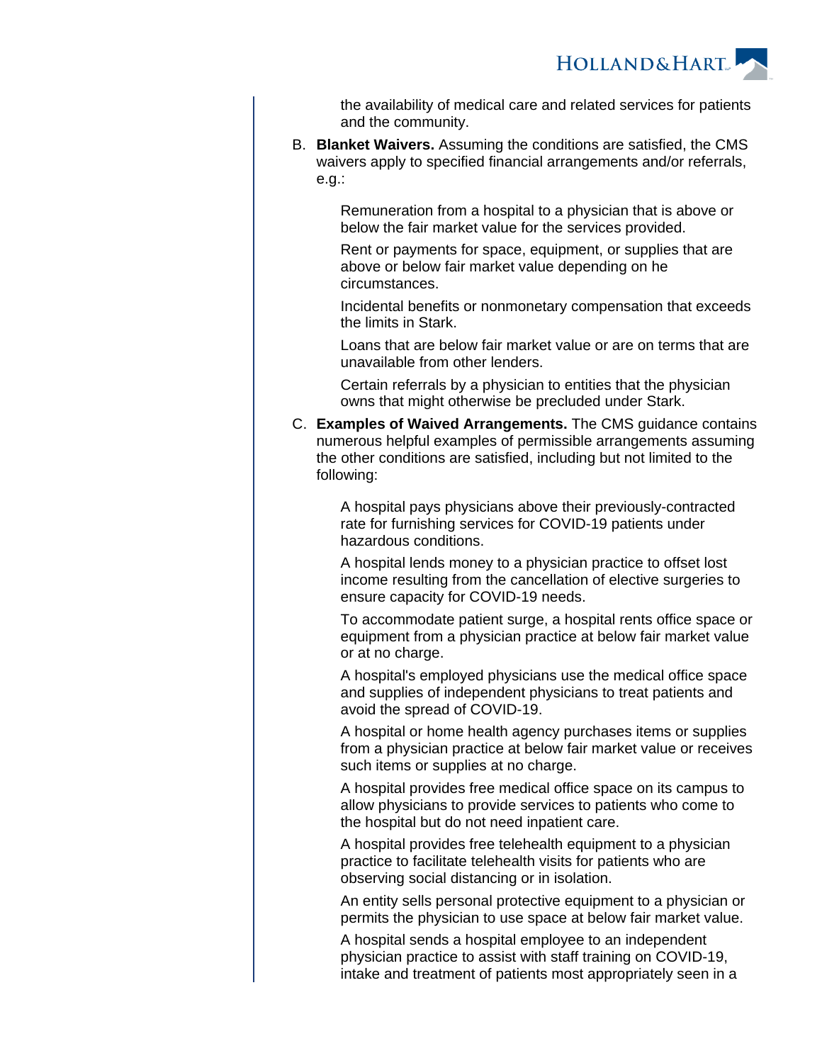the availability of medical care and related services for patients and the community.

B. **Blanket Waivers.** Assuming the conditions are satisfied, the CMS waivers apply to specified financial arrangements and/or referrals, e.g.:

   - Remuneration from a hospital to a physician that is above or below the fair market value for the services provided.
   - Rent or payments for space, equipment, or supplies that are above or below fair market value depending on he circumstances.
   - Incidental benefits or nonmonetary compensation that exceeds the limits in Stark.
   - Loans that are below fair market value or are on terms that are unavailable from other lenders.
   - Certain referrals by a physician to entities that the physician owns that might otherwise be precluded under Stark.

C. **Examples of Waived Arrangements.** The CMS guidance contains numerous helpful examples of permissible arrangements assuming the other conditions are satisfied, including but not limited to the following:

   - A hospital pays physicians above their previously-contracted rate for furnishing services for COVID-19 patients under hazardous conditions.
   - A hospital lends money to a physician practice to offset lost income resulting from the cancellation of elective surgeries to ensure capacity for COVID-19 needs.
   - To accommodate patient surge, a hospital rents office space or equipment from a physician practice at below fair market value or at no charge.
   - A hospital's employed physicians use the medical office space and supplies of independent physicians to treat patients and avoid the spread of COVID-19.
   - A hospital or home health agency purchases items or supplies from a physician practice at below fair market value or receives such items or supplies at no charge.
   - A hospital provides free medical office space on its campus to allow physicians to provide services to patients who come to the hospital but do not need inpatient care.
   - A hospital provides free telehealth equipment to a physician practice to facilitate telehealth visits for patients who are observing social distancing or in isolation.
   - An entity sells personal protective equipment to a physician or permits the physician to use space at below fair market value.
   - A hospital sends a hospital employee to an independent physician practice to assist with staff training on COVID-19, intake and treatment of patients most appropriately seen in a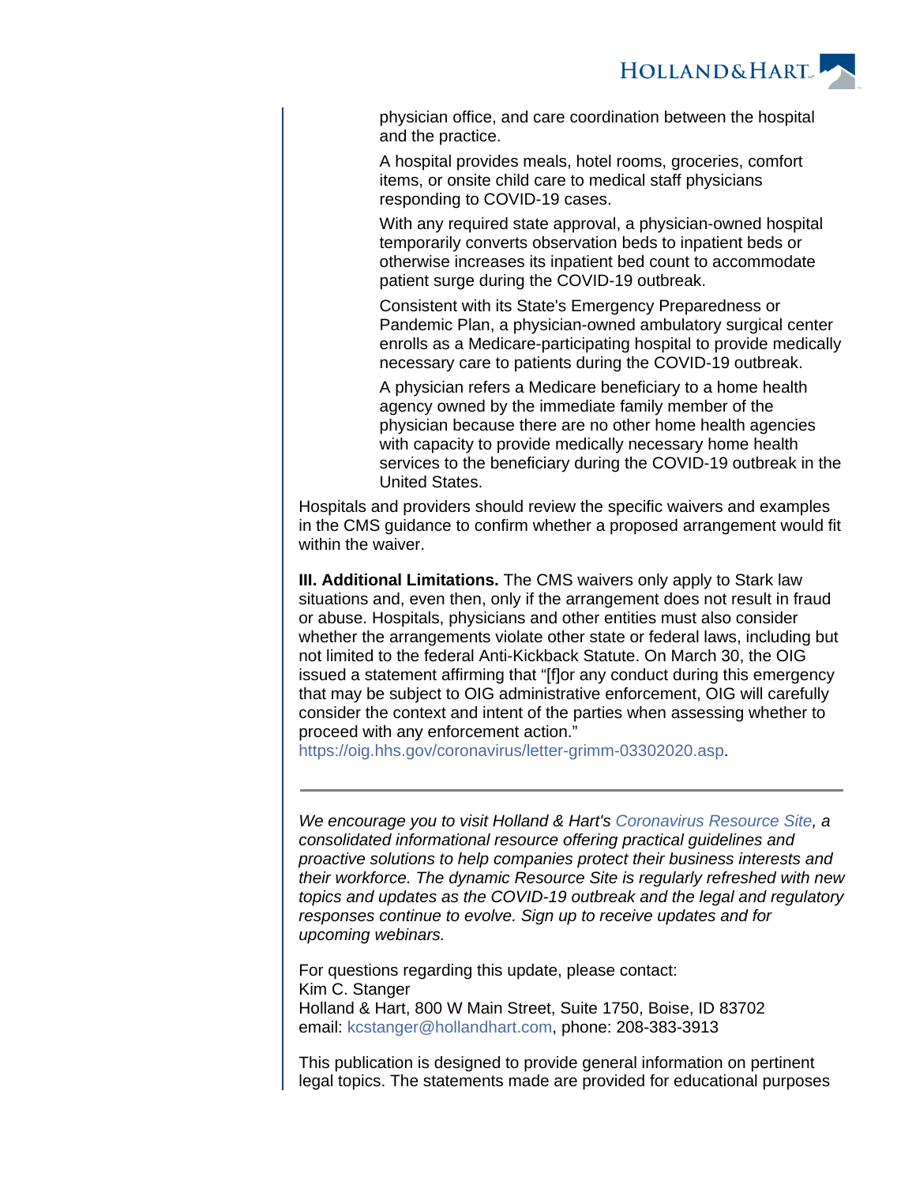physician office, and care coordination between the hospital and the practice.

A hospital provides meals, hotel rooms, groceries, comfort items, or onsite child care to medical staff physicians responding to COVID-19 cases.

With any required state approval, a physician-owned hospital temporarily converts observation beds to inpatient beds or otherwise increases its inpatient bed count to accommodate patient surge during the COVID-19 outbreak.

Consistent with its State's Emergency Preparedness or Pandemic Plan, a physician-owned ambulatory surgical center enrolls as a Medicare-participating hospital to provide medically necessary care to patients during the COVID-19 outbreak.

A physician refers a Medicare beneficiary to a home health agency owned by the immediate family member of the physician because there are no other home health agencies with capacity to provide medically necessary home health services to the beneficiary during the COVID-19 outbreak in the United States.

Hospitals and providers should review the specific waivers and examples in the CMS guidance to confirm whether a proposed arrangement would fit within the waiver.

**III. Additional Limitations.** The CMS waivers only apply to Stark law situations and, even then, only if the arrangement does not result in fraud or abuse. Hospitals, physicians and other entities must also consider whether the arrangements violate other state or federal laws, including but not limited to the federal Anti-Kickback Statute. On March 30, the OIG issued a statement affirming that "[f]or any conduct during this emergency that may be subject to OIG administrative enforcement, OIG will carefully consider the context and intent of the parties when assessing whether to proceed with any enforcement action." https://oig.hhs.gov/coronavirus/letter-grimm-03302020.asp.

---

*We encourage you to visit Holland & Hart's Coronavirus Resource Site, a consolidated informational resource offering practical guidelines and proactive solutions to help companies protect their business interests and their workforce. The dynamic Resource Site is regularly refreshed with new topics and updates as the COVID-19 outbreak and the legal and regulatory responses continue to evolve. Sign up to receive updates and for upcoming webinars.*

For questions regarding this update, please contact:
Kim C. Stanger
Holland & Hart, 800 W Main Street, Suite 1750, Boise, ID 83702
email: kcstanger@hollandhart.com, phone: 208-383-3913

This publication is designed to provide general information on pertinent legal topics. The statements made are provided for educational purposes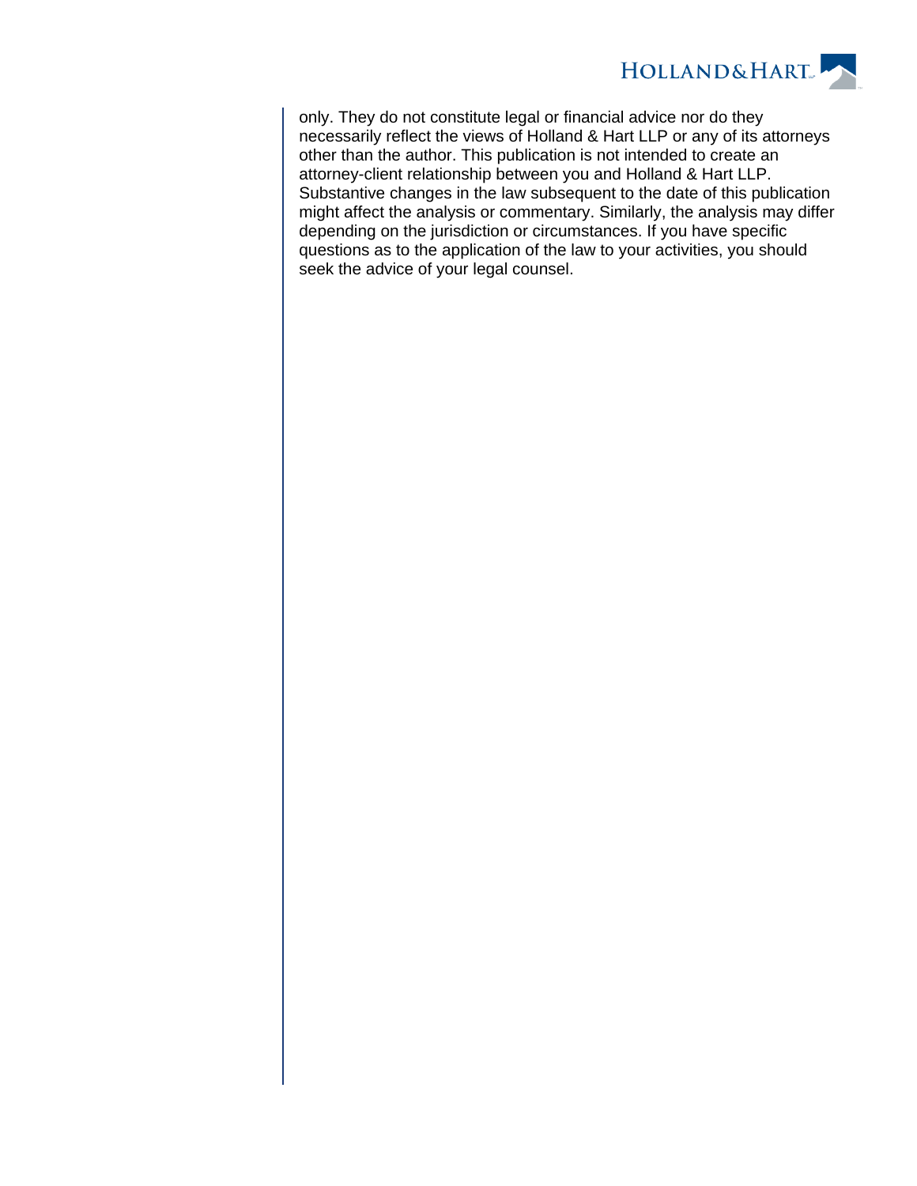only. They do not constitute legal or financial advice nor do they necessarily reflect the views of Holland & Hart LLP or any of its attorneys other than the author. This publication is not intended to create an attorney-client relationship between you and Holland & Hart LLP. Substantive changes in the law subsequent to the date of this publication might affect the analysis or commentary. Similarly, the analysis may differ depending on the jurisdiction or circumstances. If you have specific questions as to the application of the law to your activities, you should seek the advice of your legal counsel.